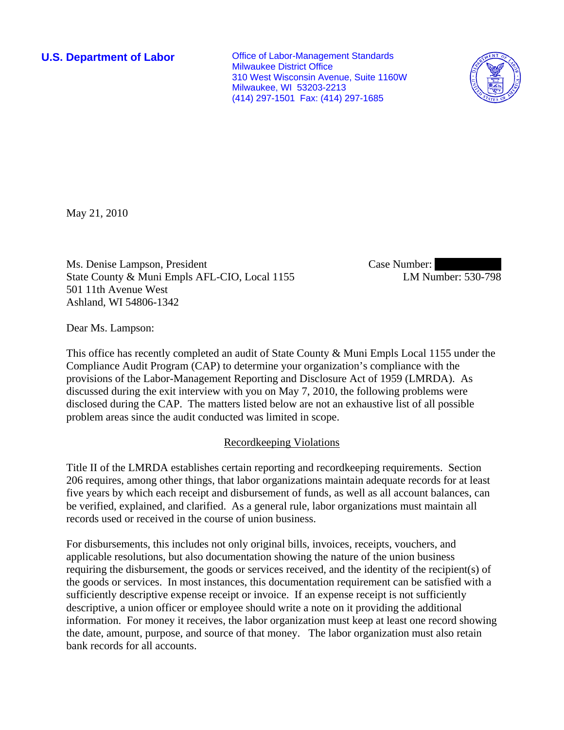**U.S. Department of Labor**

Office of Labor-Management Standards
Milwaukee District Office
310 West Wisconsin Avenue, Suite 1160W
Milwaukee, WI 53203-2213
(414) 297-1501 Fax: (414) 297-1685

May 21, 2010

Ms. Denise Lampson, President
State County & Muni Empls AFL-CIO, Local 1155
501 11th Avenue West
Ashland, WI 54806-1342

Case Number:
LM Number: 530-798

Dear Ms. Lampson:

This office has recently completed an audit of State County & Muni Empls Local 1155 under the Compliance Audit Program (CAP) to determine your organization's compliance with the provisions of the Labor-Management Reporting and Disclosure Act of 1959 (LMRDA). As discussed during the exit interview with you on May 7, 2010, the following problems were disclosed during the CAP. The matters listed below are not an exhaustive list of all possible problem areas since the audit conducted was limited in scope.

## Recordkeeping Violations

Title II of the LMRDA establishes certain reporting and recordkeeping requirements. Section 206 requires, among other things, that labor organizations maintain adequate records for at least five years by which each receipt and disbursement of funds, as well as all account balances, can be verified, explained, and clarified. As a general rule, labor organizations must maintain all records used or received in the course of union business.

For disbursements, this includes not only original bills, invoices, receipts, vouchers, and applicable resolutions, but also documentation showing the nature of the union business requiring the disbursement, the goods or services received, and the identity of the recipient(s) of the goods or services. In most instances, this documentation requirement can be satisfied with a sufficiently descriptive expense receipt or invoice. If an expense receipt is not sufficiently descriptive, a union officer or employee should write a note on it providing the additional information. For money it receives, the labor organization must keep at least one record showing the date, amount, purpose, and source of that money. The labor organization must also retain bank records for all accounts.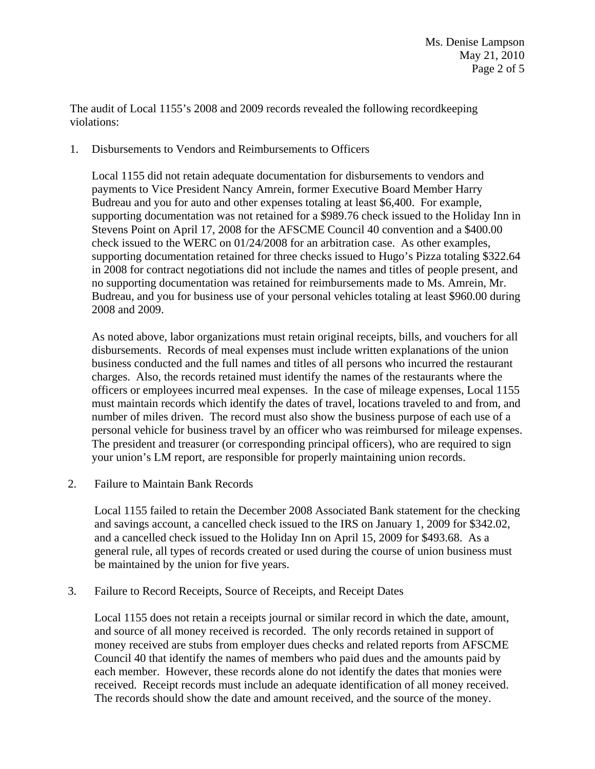The audit of Local 1155's 2008 and 2009 records revealed the following recordkeeping violations:

1. Disbursements to Vendors and Reimbursements to Officers

   Local 1155 did not retain adequate documentation for disbursements to vendors and payments to Vice President Nancy Amrein, former Executive Board Member Harry Budreau and you for auto and other expenses totaling at least $6,400. For example, supporting documentation was not retained for a $989.76 check issued to the Holiday Inn in Stevens Point on April 17, 2008 for the AFSCME Council 40 convention and a $400.00 check issued to the WERC on 01/24/2008 for an arbitration case. As other examples, supporting documentation retained for three checks issued to Hugo's Pizza totaling $322.64 in 2008 for contract negotiations did not include the names and titles of people present, and no supporting documentation was retained for reimbursements made to Ms. Amrein, Mr. Budreau, and you for business use of your personal vehicles totaling at least $960.00 during 2008 and 2009.

   As noted above, labor organizations must retain original receipts, bills, and vouchers for all disbursements. Records of meal expenses must include written explanations of the union business conducted and the full names and titles of all persons who incurred the restaurant charges. Also, the records retained must identify the names of the restaurants where the officers or employees incurred meal expenses. In the case of mileage expenses, Local 1155 must maintain records which identify the dates of travel, locations traveled to and from, and number of miles driven. The record must also show the business purpose of each use of a personal vehicle for business travel by an officer who was reimbursed for mileage expenses. The president and treasurer (or corresponding principal officers), who are required to sign your union's LM report, are responsible for properly maintaining union records.

2. Failure to Maintain Bank Records

   Local 1155 failed to retain the December 2008 Associated Bank statement for the checking and savings account, a cancelled check issued to the IRS on January 1, 2009 for $342.02, and a cancelled check issued to the Holiday Inn on April 15, 2009 for $493.68. As a general rule, all types of records created or used during the course of union business must be maintained by the union for five years.

3. Failure to Record Receipts, Source of Receipts, and Receipt Dates

   Local 1155 does not retain a receipts journal or similar record in which the date, amount, and source of all money received is recorded. The only records retained in support of money received are stubs from employer dues checks and related reports from AFSCME Council 40 that identify the names of members who paid dues and the amounts paid by each member. However, these records alone do not identify the dates that monies were received. Receipt records must include an adequate identification of all money received. The records should show the date and amount received, and the source of the money.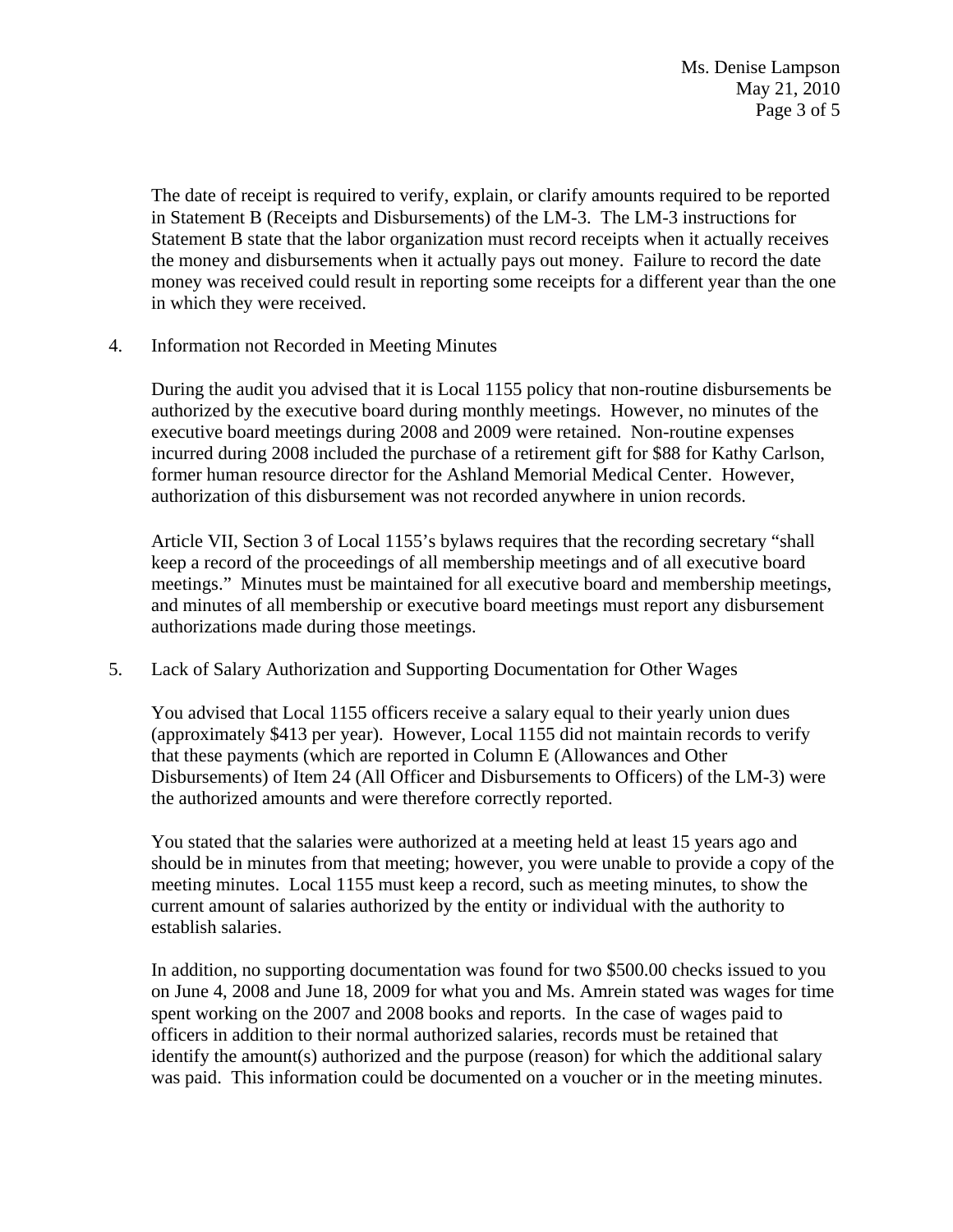The date of receipt is required to verify, explain, or clarify amounts required to be reported in Statement B (Receipts and Disbursements) of the LM-3. The LM-3 instructions for Statement B state that the labor organization must record receipts when it actually receives the money and disbursements when it actually pays out money. Failure to record the date money was received could result in reporting some receipts for a different year than the one in which they were received.

4. Information not Recorded in Meeting Minutes

   During the audit you advised that it is Local 1155 policy that non-routine disbursements be authorized by the executive board during monthly meetings. However, no minutes of the executive board meetings during 2008 and 2009 were retained. Non-routine expenses incurred during 2008 included the purchase of a retirement gift for $88 for Kathy Carlson, former human resource director for the Ashland Memorial Medical Center. However, authorization of this disbursement was not recorded anywhere in union records.

   Article VII, Section 3 of Local 1155's bylaws requires that the recording secretary "shall keep a record of the proceedings of all membership meetings and of all executive board meetings." Minutes must be maintained for all executive board and membership meetings, and minutes of all membership or executive board meetings must report any disbursement authorizations made during those meetings.

5. Lack of Salary Authorization and Supporting Documentation for Other Wages

   You advised that Local 1155 officers receive a salary equal to their yearly union dues (approximately $413 per year). However, Local 1155 did not maintain records to verify that these payments (which are reported in Column E (Allowances and Other Disbursements) of Item 24 (All Officer and Disbursements to Officers) of the LM-3) were the authorized amounts and were therefore correctly reported.

   You stated that the salaries were authorized at a meeting held at least 15 years ago and should be in minutes from that meeting; however, you were unable to provide a copy of the meeting minutes. Local 1155 must keep a record, such as meeting minutes, to show the current amount of salaries authorized by the entity or individual with the authority to establish salaries.

   In addition, no supporting documentation was found for two $500.00 checks issued to you on June 4, 2008 and June 18, 2009 for what you and Ms. Amrein stated was wages for time spent working on the 2007 and 2008 books and reports. In the case of wages paid to officers in addition to their normal authorized salaries, records must be retained that identify the amount(s) authorized and the purpose (reason) for which the additional salary was paid. This information could be documented on a voucher or in the meeting minutes.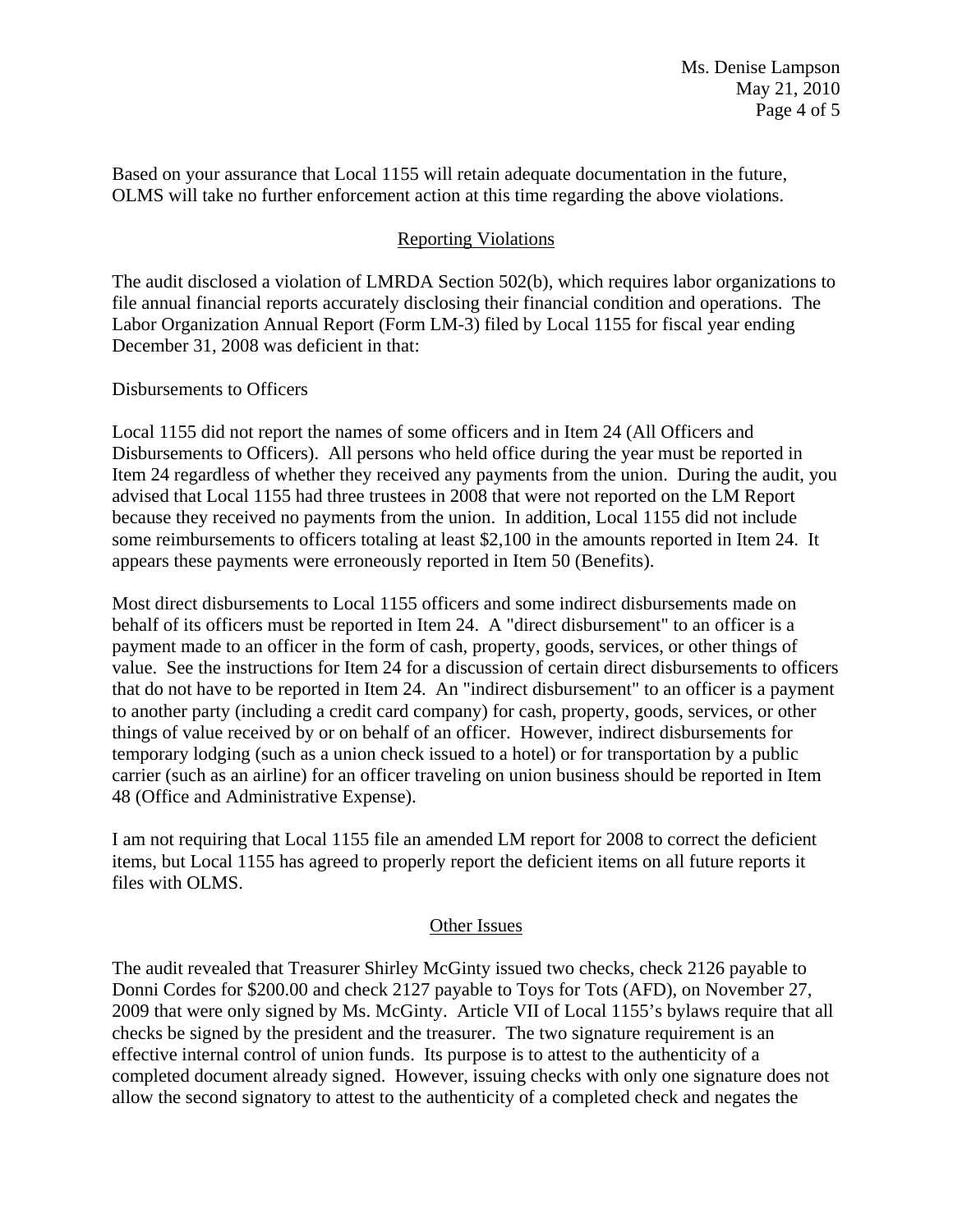Based on your assurance that Local 1155 will retain adequate documentation in the future, OLMS will take no further enforcement action at this time regarding the above violations.

## Reporting Violations

The audit disclosed a violation of LMRDA Section 502(b), which requires labor organizations to file annual financial reports accurately disclosing their financial condition and operations. The Labor Organization Annual Report (Form LM-3) filed by Local 1155 for fiscal year ending December 31, 2008 was deficient in that:

Disbursements to Officers

Local 1155 did not report the names of some officers and in Item 24 (All Officers and Disbursements to Officers). All persons who held office during the year must be reported in Item 24 regardless of whether they received any payments from the union. During the audit, you advised that Local 1155 had three trustees in 2008 that were not reported on the LM Report because they received no payments from the union. In addition, Local 1155 did not include some reimbursements to officers totaling at least $2,100 in the amounts reported in Item 24. It appears these payments were erroneously reported in Item 50 (Benefits).

Most direct disbursements to Local 1155 officers and some indirect disbursements made on behalf of its officers must be reported in Item 24. A "direct disbursement" to an officer is a payment made to an officer in the form of cash, property, goods, services, or other things of value. See the instructions for Item 24 for a discussion of certain direct disbursements to officers that do not have to be reported in Item 24. An "indirect disbursement" to an officer is a payment to another party (including a credit card company) for cash, property, goods, services, or other things of value received by or on behalf of an officer. However, indirect disbursements for temporary lodging (such as a union check issued to a hotel) or for transportation by a public carrier (such as an airline) for an officer traveling on union business should be reported in Item 48 (Office and Administrative Expense).

I am not requiring that Local 1155 file an amended LM report for 2008 to correct the deficient items, but Local 1155 has agreed to properly report the deficient items on all future reports it files with OLMS.

## Other Issues

The audit revealed that Treasurer Shirley McGinty issued two checks, check 2126 payable to Donni Cordes for $200.00 and check 2127 payable to Toys for Tots (AFD), on November 27, 2009 that were only signed by Ms. McGinty. Article VII of Local 1155's bylaws require that all checks be signed by the president and the treasurer. The two signature requirement is an effective internal control of union funds. Its purpose is to attest to the authenticity of a completed document already signed. However, issuing checks with only one signature does not allow the second signatory to attest to the authenticity of a completed check and negates the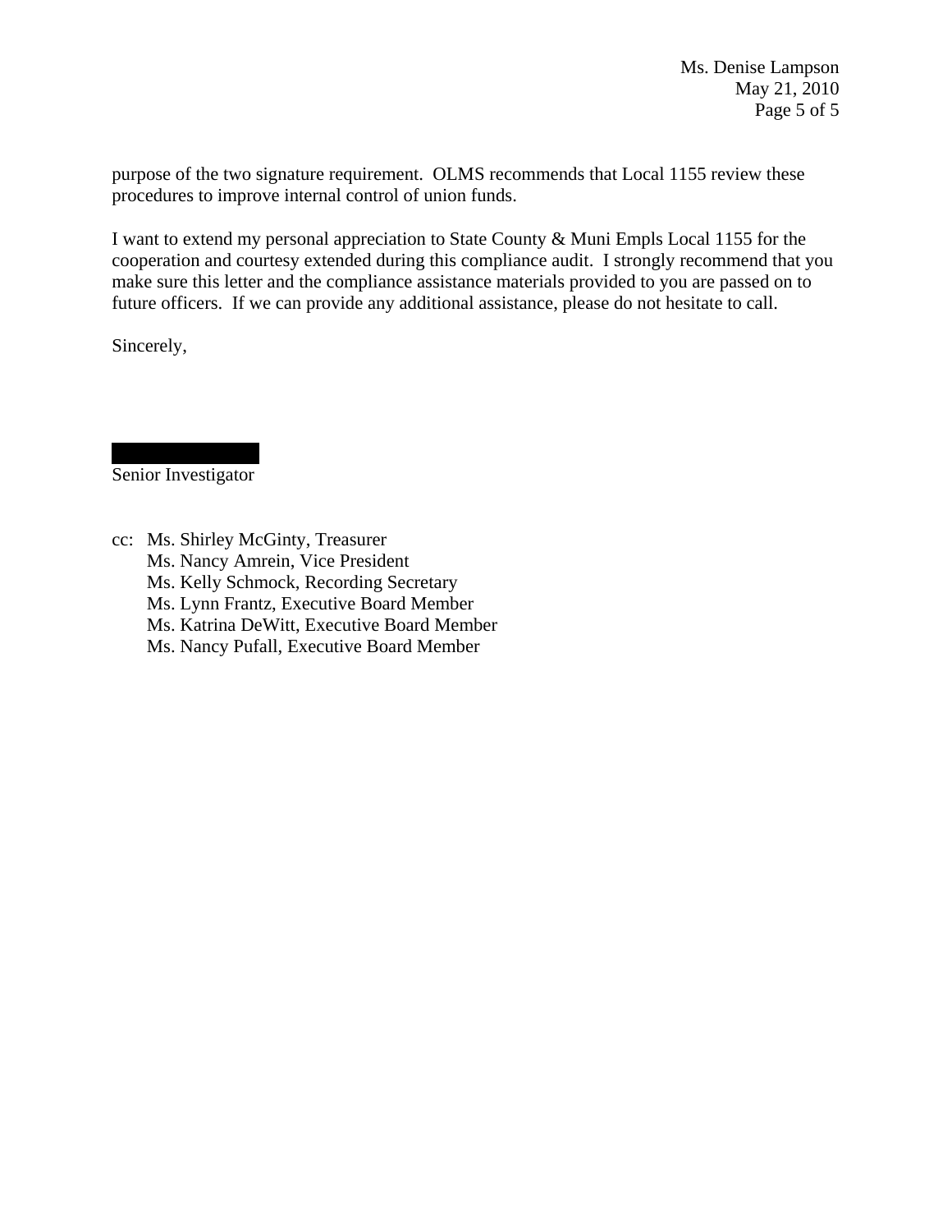purpose of the two signature requirement. OLMS recommends that Local 1155 review these procedures to improve internal control of union funds.

I want to extend my personal appreciation to State County & Muni Empls Local 1155 for the cooperation and courtesy extended during this compliance audit. I strongly recommend that you make sure this letter and the compliance assistance materials provided to you are passed on to future officers. If we can provide any additional assistance, please do not hesitate to call.

Sincerely,

Senior Investigator

cc: Ms. Shirley McGinty, Treasurer
Ms. Nancy Amrein, Vice President
Ms. Kelly Schmock, Recording Secretary
Ms. Lynn Frantz, Executive Board Member
Ms. Katrina DeWitt, Executive Board Member
Ms. Nancy Pufall, Executive Board Member